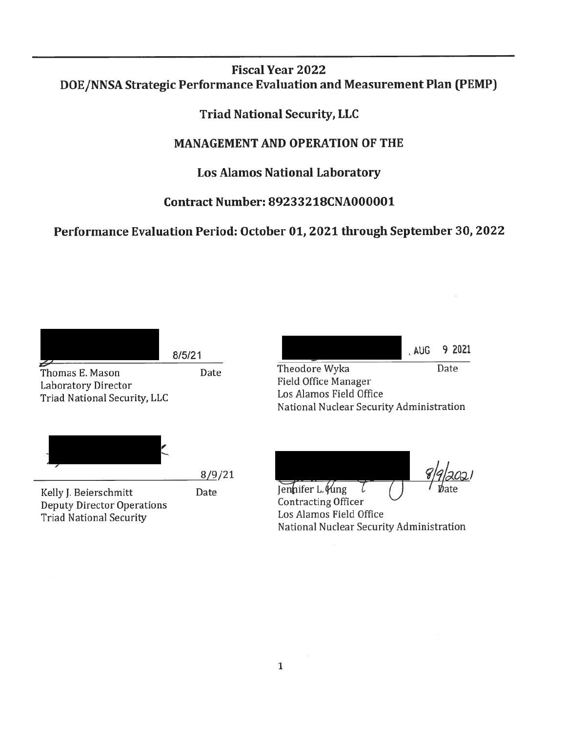# Fiscal Year 2022
# DOE/NNSA Strategic Performance Evaluation and Measurement Plan (PEMP)

## Triad National Security, LLC

## MANAGEMENT AND OPERATION OF THE

## Los Alamos National Laboratory

## Contract Number: 89233218CNA000001

## Performance Evaluation Period: October 01, 2021 through September 30, 2022

8/5/21

Thomas E. Mason — Date
Laboratory Director
Triad National Security, LLC

AUG 9 2021

Theodore Wyka — Date
Field Office Manager
Los Alamos Field Office
National Nuclear Security Administration

8/9/21

Kelly J. Beierschmitt — Date
Deputy Director Operations
Triad National Security

8/9/2021

Jennifer L. Fung — Date
Contracting Officer
Los Alamos Field Office
National Nuclear Security Administration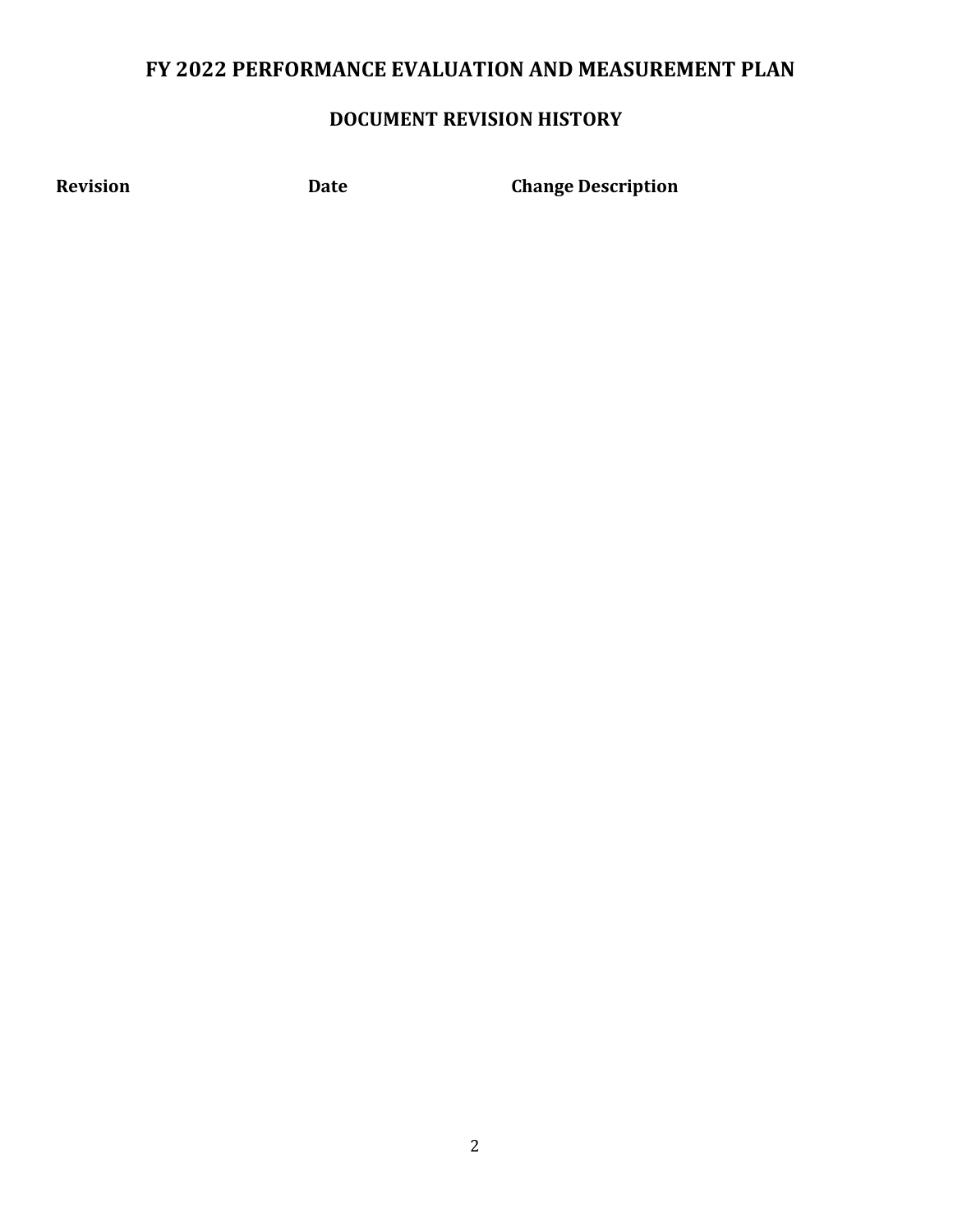# FY 2022 PERFORMANCE EVALUATION AND MEASUREMENT PLAN

## DOCUMENT REVISION HISTORY

| Revision | Date | Change Description |
| --- | --- | --- |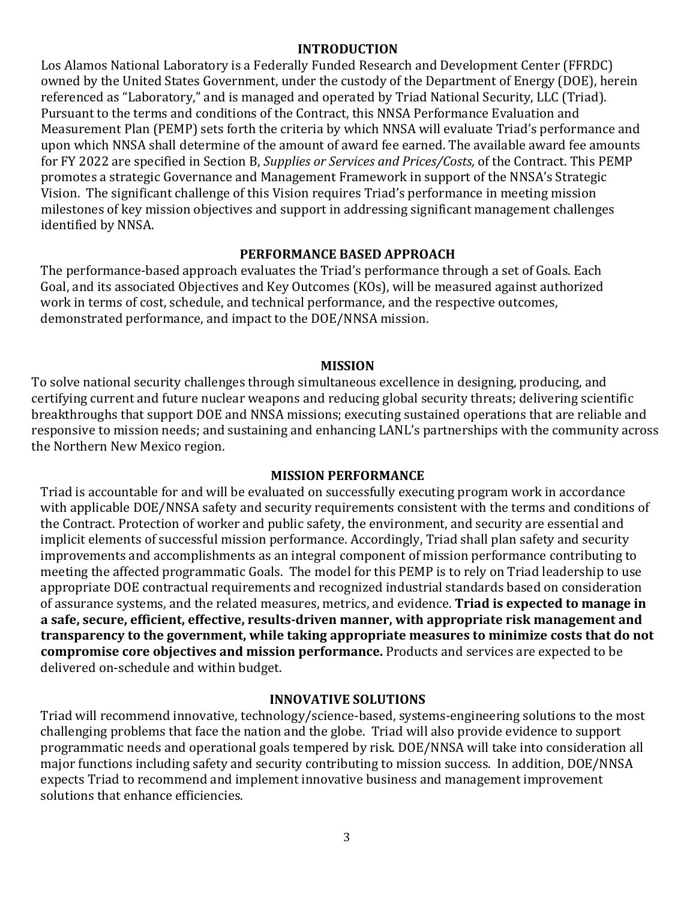## INTRODUCTION

Los Alamos National Laboratory is a Federally Funded Research and Development Center (FFRDC) owned by the United States Government, under the custody of the Department of Energy (DOE), herein referenced as "Laboratory," and is managed and operated by Triad National Security, LLC (Triad). Pursuant to the terms and conditions of the Contract, this NNSA Performance Evaluation and Measurement Plan (PEMP) sets forth the criteria by which NNSA will evaluate Triad's performance and upon which NNSA shall determine of the amount of award fee earned. The available award fee amounts for FY 2022 are specified in Section B, *Supplies or Services and Prices/Costs,* of the Contract. This PEMP promotes a strategic Governance and Management Framework in support of the NNSA's Strategic Vision. The significant challenge of this Vision requires Triad's performance in meeting mission milestones of key mission objectives and support in addressing significant management challenges identified by NNSA.

## PERFORMANCE BASED APPROACH

The performance-based approach evaluates the Triad's performance through a set of Goals. Each Goal, and its associated Objectives and Key Outcomes (KOs), will be measured against authorized work in terms of cost, schedule, and technical performance, and the respective outcomes, demonstrated performance, and impact to the DOE/NNSA mission.

## MISSION

To solve national security challenges through simultaneous excellence in designing, producing, and certifying current and future nuclear weapons and reducing global security threats; delivering scientific breakthroughs that support DOE and NNSA missions; executing sustained operations that are reliable and responsive to mission needs; and sustaining and enhancing LANL's partnerships with the community across the Northern New Mexico region.

## MISSION PERFORMANCE

Triad is accountable for and will be evaluated on successfully executing program work in accordance with applicable DOE/NNSA safety and security requirements consistent with the terms and conditions of the Contract. Protection of worker and public safety, the environment, and security are essential and implicit elements of successful mission performance. Accordingly, Triad shall plan safety and security improvements and accomplishments as an integral component of mission performance contributing to meeting the affected programmatic Goals. The model for this PEMP is to rely on Triad leadership to use appropriate DOE contractual requirements and recognized industrial standards based on consideration of assurance systems, and the related measures, metrics, and evidence. **Triad is expected to manage in a safe, secure, efficient, effective, results-driven manner, with appropriate risk management and transparency to the government, while taking appropriate measures to minimize costs that do not compromise core objectives and mission performance.** Products and services are expected to be delivered on-schedule and within budget.

## INNOVATIVE SOLUTIONS

Triad will recommend innovative, technology/science-based, systems-engineering solutions to the most challenging problems that face the nation and the globe. Triad will also provide evidence to support programmatic needs and operational goals tempered by risk. DOE/NNSA will take into consideration all major functions including safety and security contributing to mission success. In addition, DOE/NNSA expects Triad to recommend and implement innovative business and management improvement solutions that enhance efficiencies.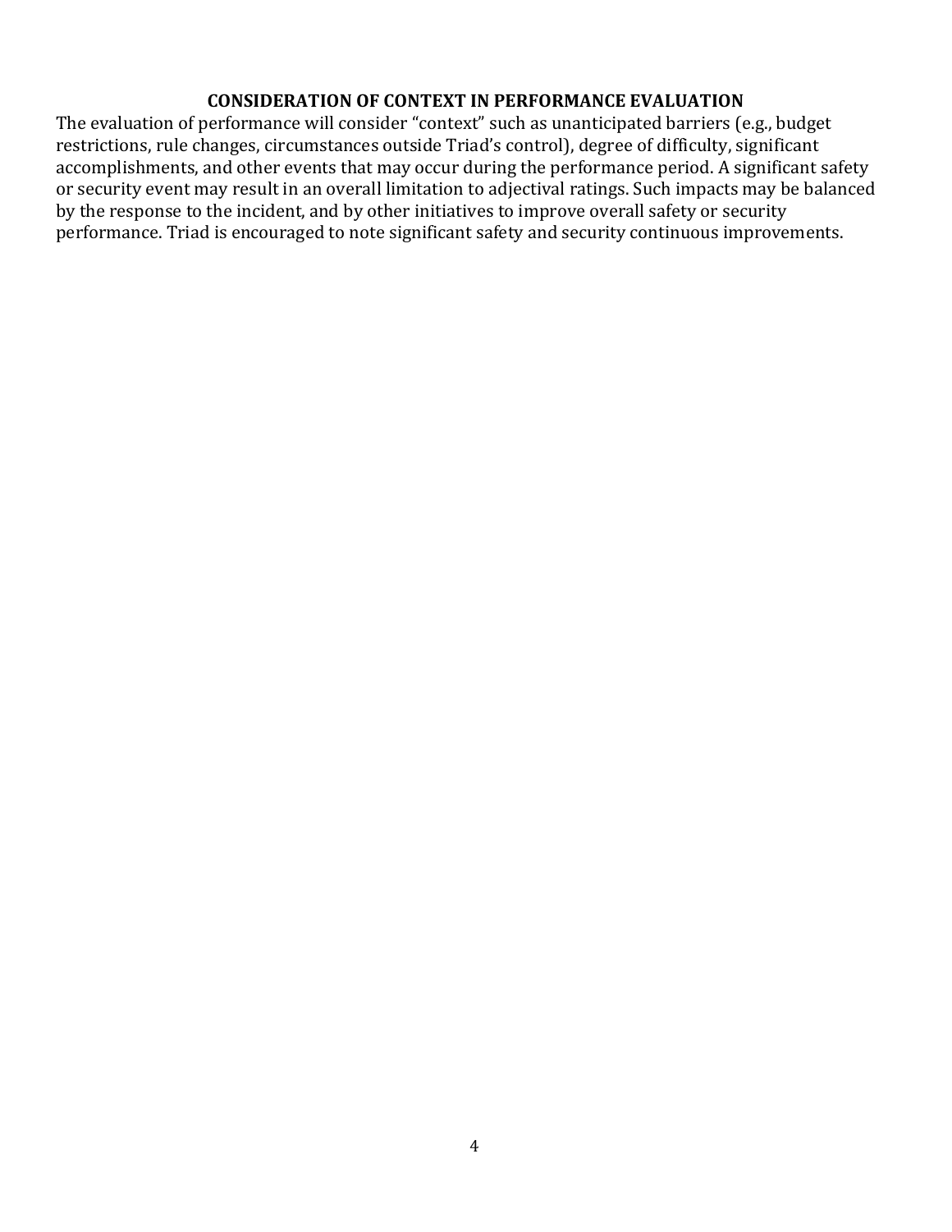## CONSIDERATION OF CONTEXT IN PERFORMANCE EVALUATION

The evaluation of performance will consider "context" such as unanticipated barriers (e.g., budget restrictions, rule changes, circumstances outside Triad's control), degree of difficulty, significant accomplishments, and other events that may occur during the performance period. A significant safety or security event may result in an overall limitation to adjectival ratings. Such impacts may be balanced by the response to the incident, and by other initiatives to improve overall safety or security performance. Triad is encouraged to note significant safety and security continuous improvements.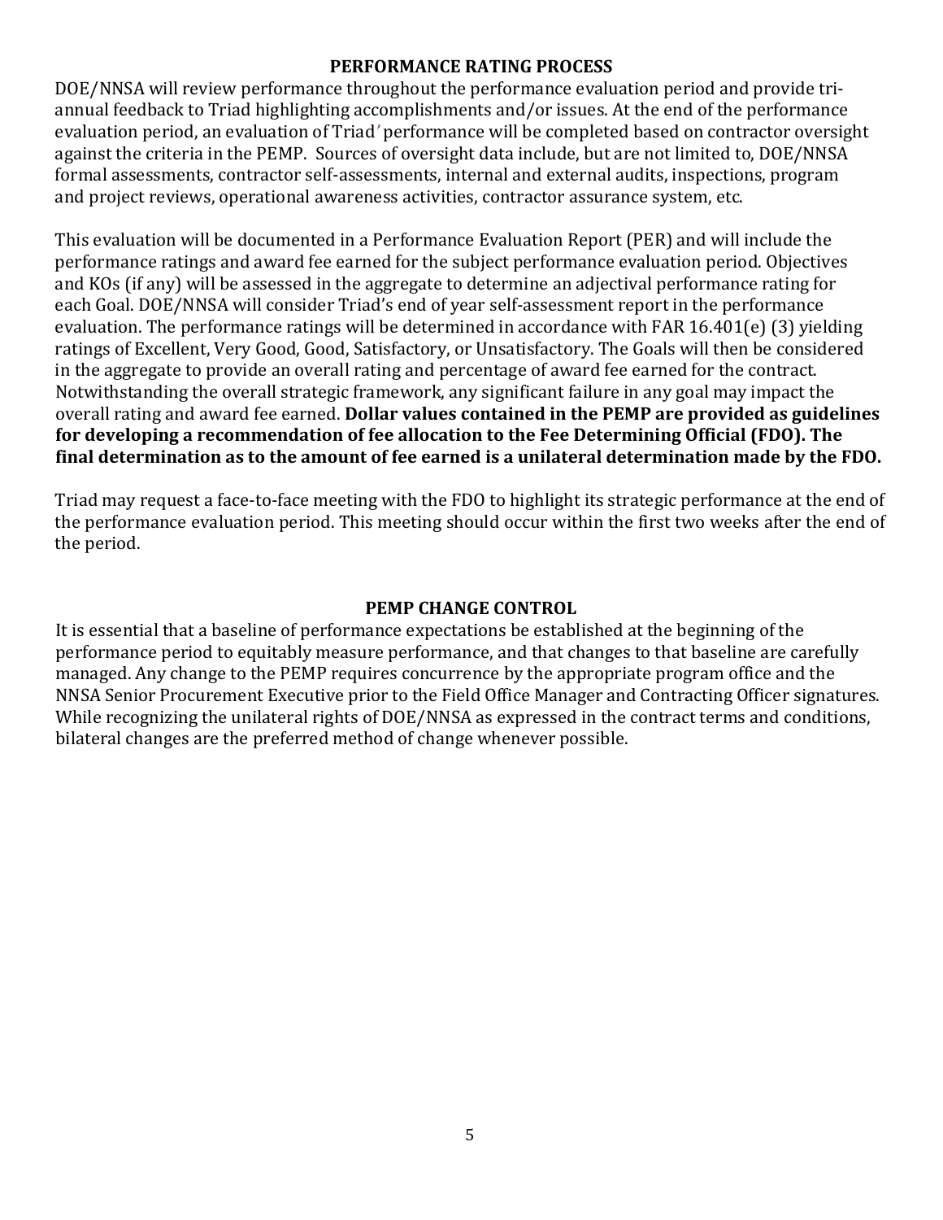## PERFORMANCE RATING PROCESS

DOE/NNSA will review performance throughout the performance evaluation period and provide tri-annual feedback to Triad highlighting accomplishments and/or issues. At the end of the performance evaluation period, an evaluation of Triad' performance will be completed based on contractor oversight against the criteria in the PEMP. Sources of oversight data include, but are not limited to, DOE/NNSA formal assessments, contractor self-assessments, internal and external audits, inspections, program and project reviews, operational awareness activities, contractor assurance system, etc.

This evaluation will be documented in a Performance Evaluation Report (PER) and will include the performance ratings and award fee earned for the subject performance evaluation period. Objectives and KOs (if any) will be assessed in the aggregate to determine an adjectival performance rating for each Goal. DOE/NNSA will consider Triad's end of year self-assessment report in the performance evaluation. The performance ratings will be determined in accordance with FAR 16.401(e) (3) yielding ratings of Excellent, Very Good, Good, Satisfactory, or Unsatisfactory. The Goals will then be considered in the aggregate to provide an overall rating and percentage of award fee earned for the contract. Notwithstanding the overall strategic framework, any significant failure in any goal may impact the overall rating and award fee earned. **Dollar values contained in the PEMP are provided as guidelines for developing a recommendation of fee allocation to the Fee Determining Official (FDO). The final determination as to the amount of fee earned is a unilateral determination made by the FDO.**

Triad may request a face-to-face meeting with the FDO to highlight its strategic performance at the end of the performance evaluation period. This meeting should occur within the first two weeks after the end of the period.

## PEMP CHANGE CONTROL

It is essential that a baseline of performance expectations be established at the beginning of the performance period to equitably measure performance, and that changes to that baseline are carefully managed. Any change to the PEMP requires concurrence by the appropriate program office and the NNSA Senior Procurement Executive prior to the Field Office Manager and Contracting Officer signatures. While recognizing the unilateral rights of DOE/NNSA as expressed in the contract terms and conditions, bilateral changes are the preferred method of change whenever possible.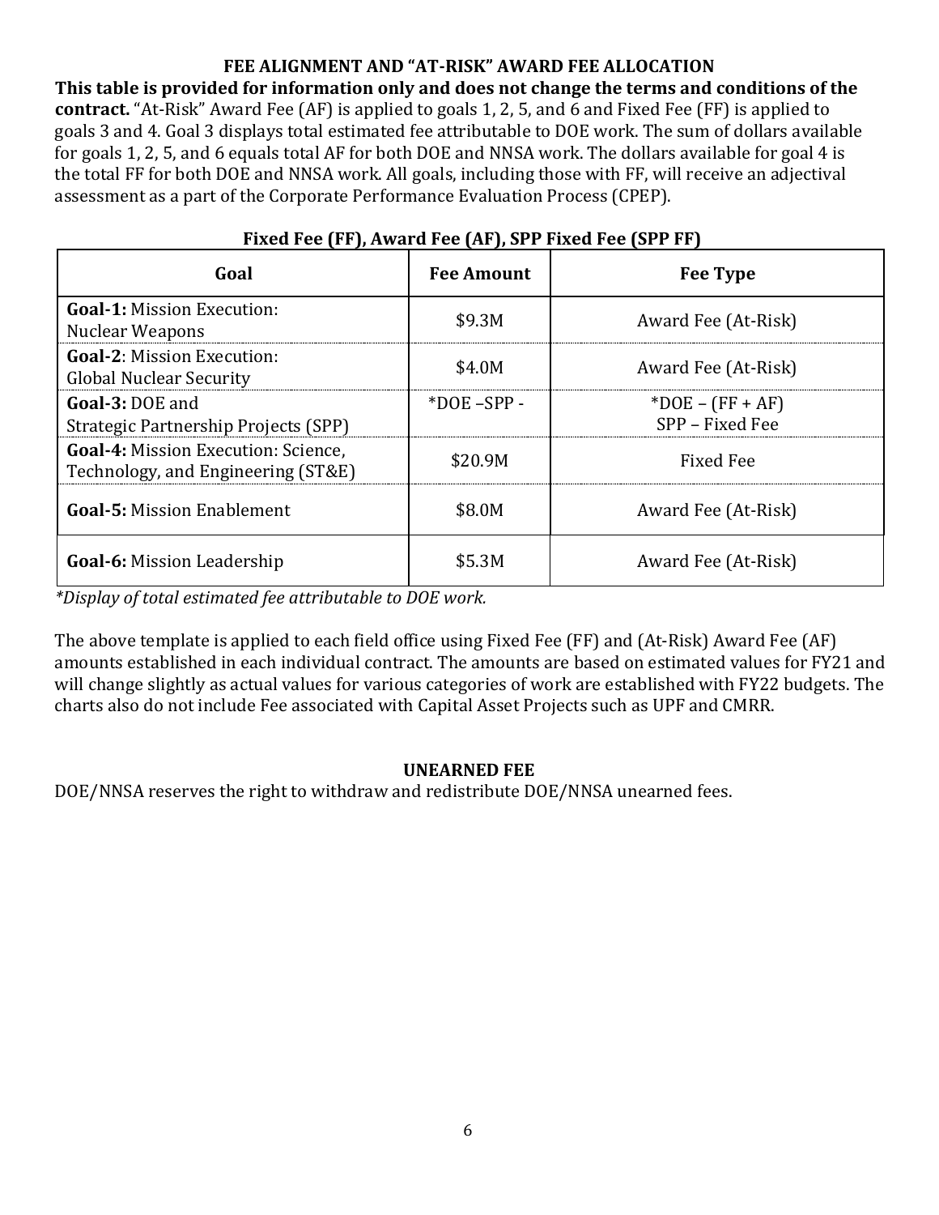## FEE ALIGNMENT AND "AT-RISK" AWARD FEE ALLOCATION

**This table is provided for information only and does not change the terms and conditions of the contract.** "At-Risk" Award Fee (AF) is applied to goals 1, 2, 5, and 6 and Fixed Fee (FF) is applied to goals 3 and 4. Goal 3 displays total estimated fee attributable to DOE work. The sum of dollars available for goals 1, 2, 5, and 6 equals total AF for both DOE and NNSA work. The dollars available for goal 4 is the total FF for both DOE and NNSA work. All goals, including those with FF, will receive an adjectival assessment as a part of the Corporate Performance Evaluation Process (CPEP).

**Fixed Fee (FF), Award Fee (AF), SPP Fixed Fee (SPP FF)**

| Goal | Fee Amount | Fee Type |
|---|---|---|
| **Goal-1:** Mission Execution: Nuclear Weapons | $9.3M | Award Fee (At-Risk) |
| **Goal-2**: Mission Execution: Global Nuclear Security | $4.0M | Award Fee (At-Risk) |
| **Goal-3:** DOE and Strategic Partnership Projects (SPP) | *DOE –SPP - | *DOE – (FF + AF) SPP – Fixed Fee |
| **Goal-4:** Mission Execution: Science, Technology, and Engineering (ST&E) | $20.9M | Fixed Fee |
| **Goal-5:** Mission Enablement | $8.0M | Award Fee (At-Risk) |
| **Goal-6:** Mission Leadership | $5.3M | Award Fee (At-Risk) |

*\*Display of total estimated fee attributable to DOE work.*

The above template is applied to each field office using Fixed Fee (FF) and (At-Risk) Award Fee (AF) amounts established in each individual contract. The amounts are based on estimated values for FY21 and will change slightly as actual values for various categories of work are established with FY22 budgets. The charts also do not include Fee associated with Capital Asset Projects such as UPF and CMRR.

## UNEARNED FEE

DOE/NNSA reserves the right to withdraw and redistribute DOE/NNSA unearned fees.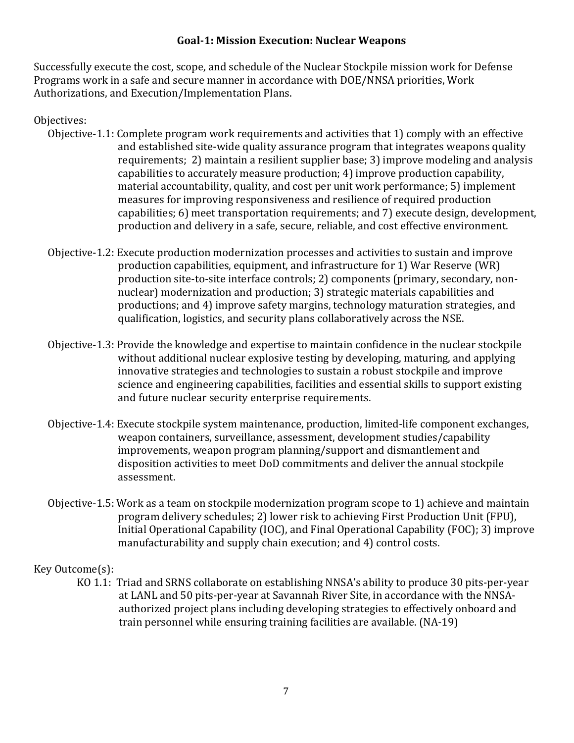## Goal-1: Mission Execution: Nuclear Weapons

Successfully execute the cost, scope, and schedule of the Nuclear Stockpile mission work for Defense Programs work in a safe and secure manner in accordance with DOE/NNSA priorities, Work Authorizations, and Execution/Implementation Plans.

Objectives:

- Objective-1.1: Complete program work requirements and activities that 1) comply with an effective and established site-wide quality assurance program that integrates weapons quality requirements; 2) maintain a resilient supplier base; 3) improve modeling and analysis capabilities to accurately measure production; 4) improve production capability, material accountability, quality, and cost per unit work performance; 5) implement measures for improving responsiveness and resilience of required production capabilities; 6) meet transportation requirements; and 7) execute design, development, production and delivery in a safe, secure, reliable, and cost effective environment.

- Objective-1.2: Execute production modernization processes and activities to sustain and improve production capabilities, equipment, and infrastructure for 1) War Reserve (WR) production site-to-site interface controls; 2) components (primary, secondary, non-nuclear) modernization and production; 3) strategic materials capabilities and productions; and 4) improve safety margins, technology maturation strategies, and qualification, logistics, and security plans collaboratively across the NSE.

- Objective-1.3: Provide the knowledge and expertise to maintain confidence in the nuclear stockpile without additional nuclear explosive testing by developing, maturing, and applying innovative strategies and technologies to sustain a robust stockpile and improve science and engineering capabilities, facilities and essential skills to support existing and future nuclear security enterprise requirements.

- Objective-1.4: Execute stockpile system maintenance, production, limited-life component exchanges, weapon containers, surveillance, assessment, development studies/capability improvements, weapon program planning/support and dismantlement and disposition activities to meet DoD commitments and deliver the annual stockpile assessment.

- Objective-1.5: Work as a team on stockpile modernization program scope to 1) achieve and maintain program delivery schedules; 2) lower risk to achieving First Production Unit (FPU), Initial Operational Capability (IOC), and Final Operational Capability (FOC); 3) improve manufacturability and supply chain execution; and 4) control costs.

Key Outcome(s):

- KO 1.1: Triad and SRNS collaborate on establishing NNSA's ability to produce 30 pits-per-year at LANL and 50 pits-per-year at Savannah River Site, in accordance with the NNSA-authorized project plans including developing strategies to effectively onboard and train personnel while ensuring training facilities are available. (NA-19)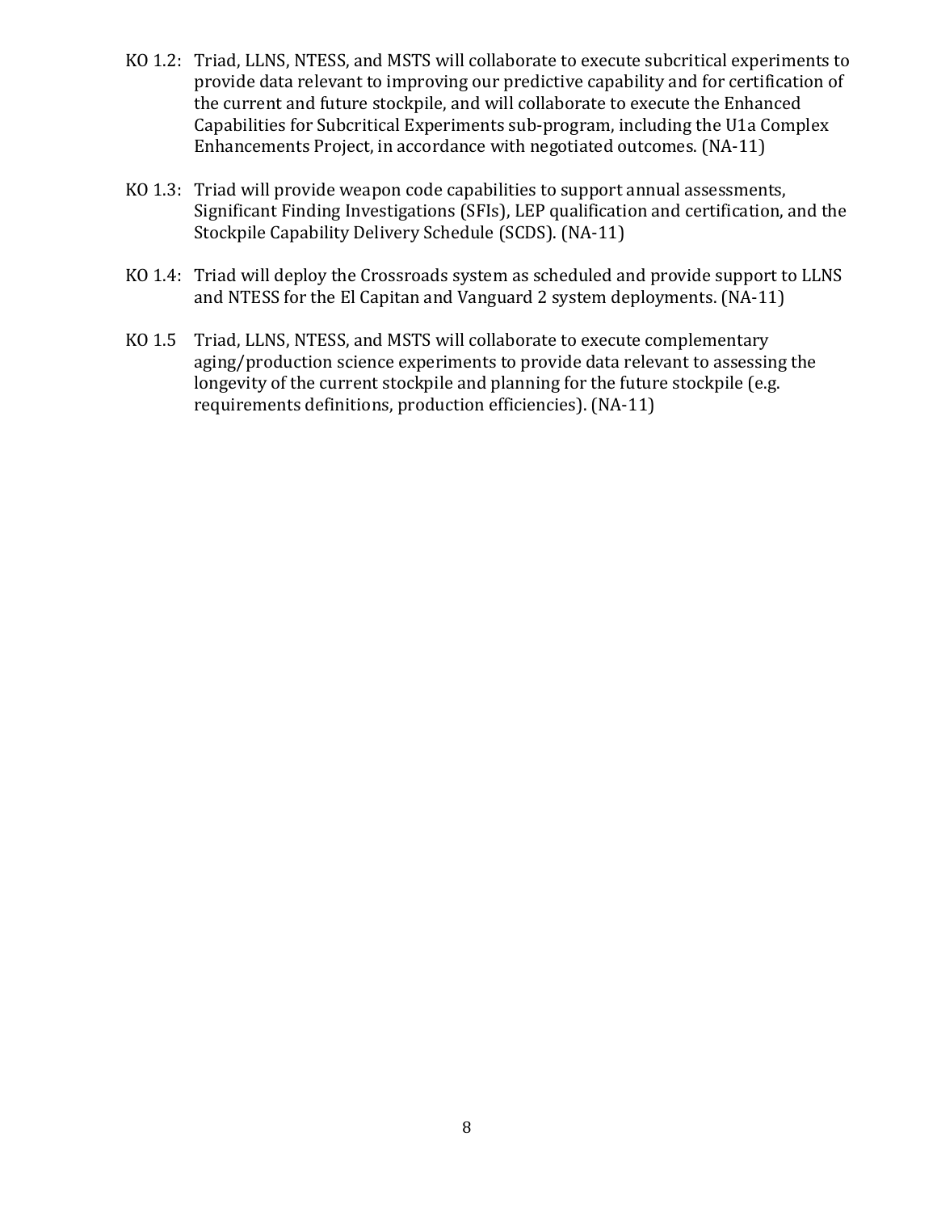KO 1.2: Triad, LLNS, NTESS, and MSTS will collaborate to execute subcritical experiments to provide data relevant to improving our predictive capability and for certification of the current and future stockpile, and will collaborate to execute the Enhanced Capabilities for Subcritical Experiments sub-program, including the U1a Complex Enhancements Project, in accordance with negotiated outcomes. (NA-11)

KO 1.3: Triad will provide weapon code capabilities to support annual assessments, Significant Finding Investigations (SFIs), LEP qualification and certification, and the Stockpile Capability Delivery Schedule (SCDS). (NA-11)

KO 1.4: Triad will deploy the Crossroads system as scheduled and provide support to LLNS and NTESS for the El Capitan and Vanguard 2 system deployments. (NA-11)

KO 1.5 Triad, LLNS, NTESS, and MSTS will collaborate to execute complementary aging/production science experiments to provide data relevant to assessing the longevity of the current stockpile and planning for the future stockpile (e.g. requirements definitions, production efficiencies). (NA-11)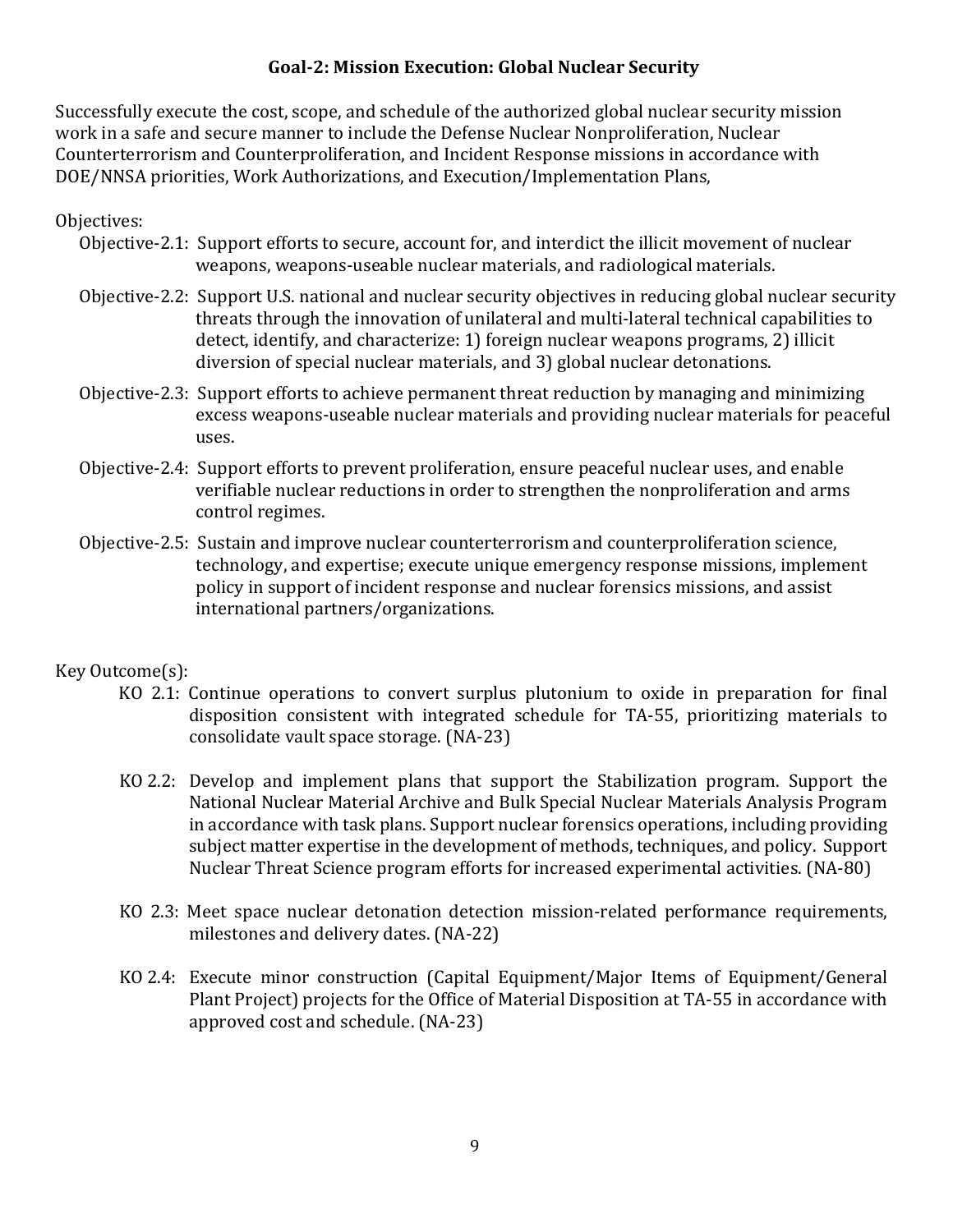### Goal-2: Mission Execution: Global Nuclear Security

Successfully execute the cost, scope, and schedule of the authorized global nuclear security mission work in a safe and secure manner to include the Defense Nuclear Nonproliferation, Nuclear Counterterrorism and Counterproliferation, and Incident Response missions in accordance with DOE/NNSA priorities, Work Authorizations, and Execution/Implementation Plans,

Objectives:

- Objective-2.1: Support efforts to secure, account for, and interdict the illicit movement of nuclear weapons, weapons-useable nuclear materials, and radiological materials.
- Objective-2.2: Support U.S. national and nuclear security objectives in reducing global nuclear security threats through the innovation of unilateral and multi-lateral technical capabilities to detect, identify, and characterize: 1) foreign nuclear weapons programs, 2) illicit diversion of special nuclear materials, and 3) global nuclear detonations.
- Objective-2.3: Support efforts to achieve permanent threat reduction by managing and minimizing excess weapons-useable nuclear materials and providing nuclear materials for peaceful uses.
- Objective-2.4: Support efforts to prevent proliferation, ensure peaceful nuclear uses, and enable verifiable nuclear reductions in order to strengthen the nonproliferation and arms control regimes.
- Objective-2.5: Sustain and improve nuclear counterterrorism and counterproliferation science, technology, and expertise; execute unique emergency response missions, implement policy in support of incident response and nuclear forensics missions, and assist international partners/organizations.

Key Outcome(s):

- KO 2.1: Continue operations to convert surplus plutonium to oxide in preparation for final disposition consistent with integrated schedule for TA-55, prioritizing materials to consolidate vault space storage. (NA-23)
- KO 2.2: Develop and implement plans that support the Stabilization program. Support the National Nuclear Material Archive and Bulk Special Nuclear Materials Analysis Program in accordance with task plans. Support nuclear forensics operations, including providing subject matter expertise in the development of methods, techniques, and policy. Support Nuclear Threat Science program efforts for increased experimental activities. (NA-80)
- KO 2.3: Meet space nuclear detonation detection mission-related performance requirements, milestones and delivery dates. (NA-22)
- KO 2.4: Execute minor construction (Capital Equipment/Major Items of Equipment/General Plant Project) projects for the Office of Material Disposition at TA-55 in accordance with approved cost and schedule. (NA-23)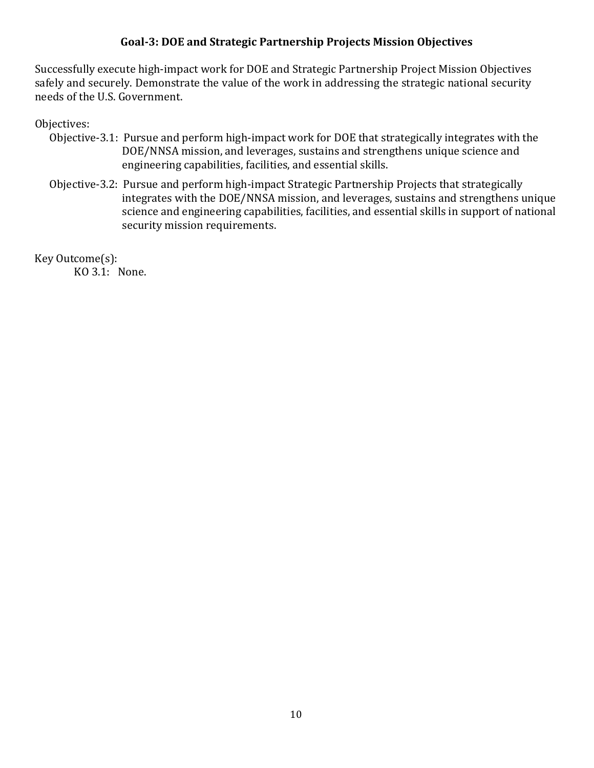## Goal-3: DOE and Strategic Partnership Projects Mission Objectives

Successfully execute high-impact work for DOE and Strategic Partnership Project Mission Objectives safely and securely. Demonstrate the value of the work in addressing the strategic national security needs of the U.S. Government.

Objectives:

- Objective-3.1: Pursue and perform high-impact work for DOE that strategically integrates with the DOE/NNSA mission, and leverages, sustains and strengthens unique science and engineering capabilities, facilities, and essential skills.
- Objective-3.2: Pursue and perform high-impact Strategic Partnership Projects that strategically integrates with the DOE/NNSA mission, and leverages, sustains and strengthens unique science and engineering capabilities, facilities, and essential skills in support of national security mission requirements.

Key Outcome(s):

- KO 3.1: None.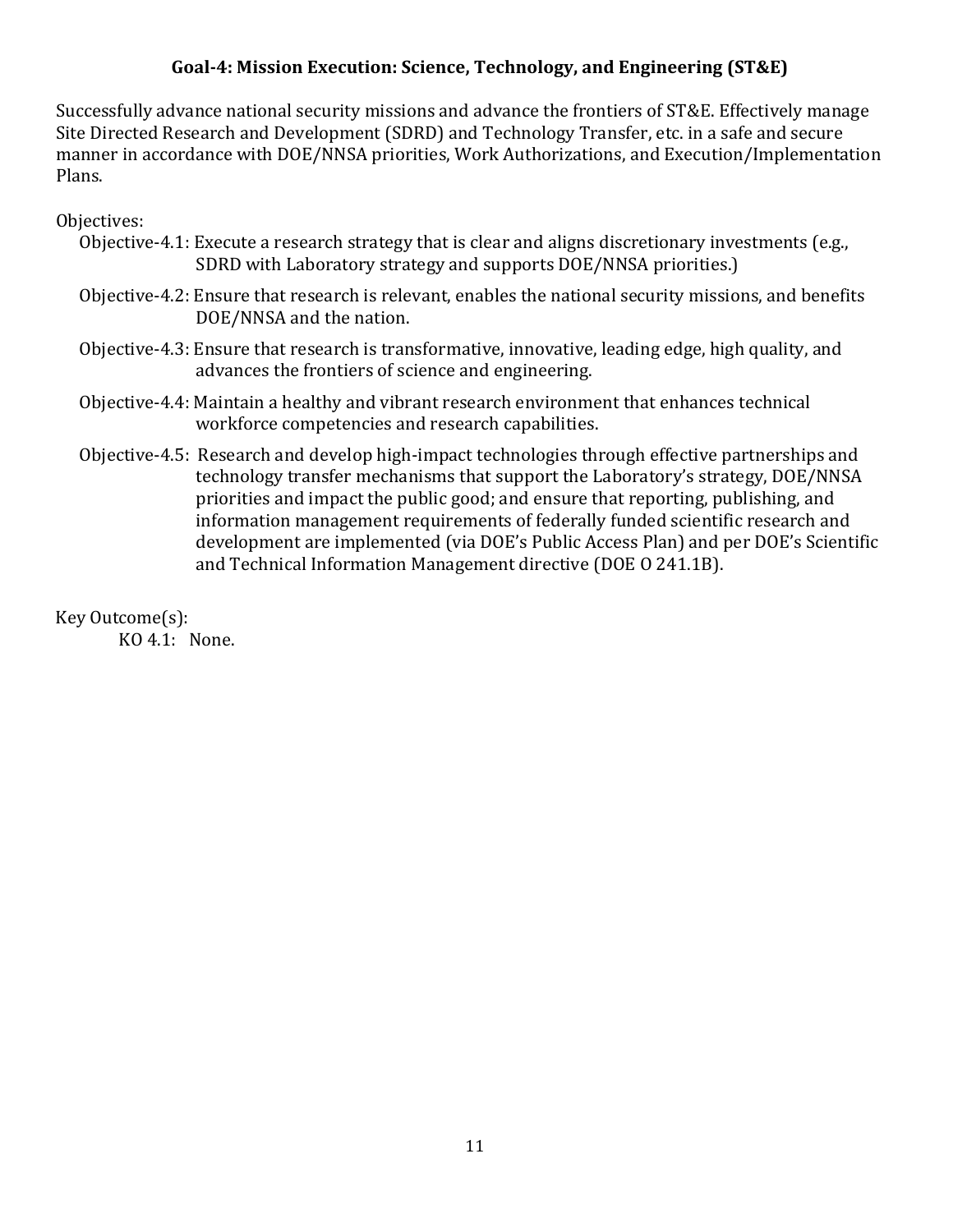## Goal-4: Mission Execution: Science, Technology, and Engineering (ST&E)

Successfully advance national security missions and advance the frontiers of ST&E. Effectively manage Site Directed Research and Development (SDRD) and Technology Transfer, etc. in a safe and secure manner in accordance with DOE/NNSA priorities, Work Authorizations, and Execution/Implementation Plans.

Objectives:

- Objective-4.1: Execute a research strategy that is clear and aligns discretionary investments (e.g., SDRD with Laboratory strategy and supports DOE/NNSA priorities.)
- Objective-4.2: Ensure that research is relevant, enables the national security missions, and benefits DOE/NNSA and the nation.
- Objective-4.3: Ensure that research is transformative, innovative, leading edge, high quality, and advances the frontiers of science and engineering.
- Objective-4.4: Maintain a healthy and vibrant research environment that enhances technical workforce competencies and research capabilities.
- Objective-4.5: Research and develop high-impact technologies through effective partnerships and technology transfer mechanisms that support the Laboratory's strategy, DOE/NNSA priorities and impact the public good; and ensure that reporting, publishing, and information management requirements of federally funded scientific research and development are implemented (via DOE's Public Access Plan) and per DOE's Scientific and Technical Information Management directive (DOE O 241.1B).

Key Outcome(s):

- KO 4.1: None.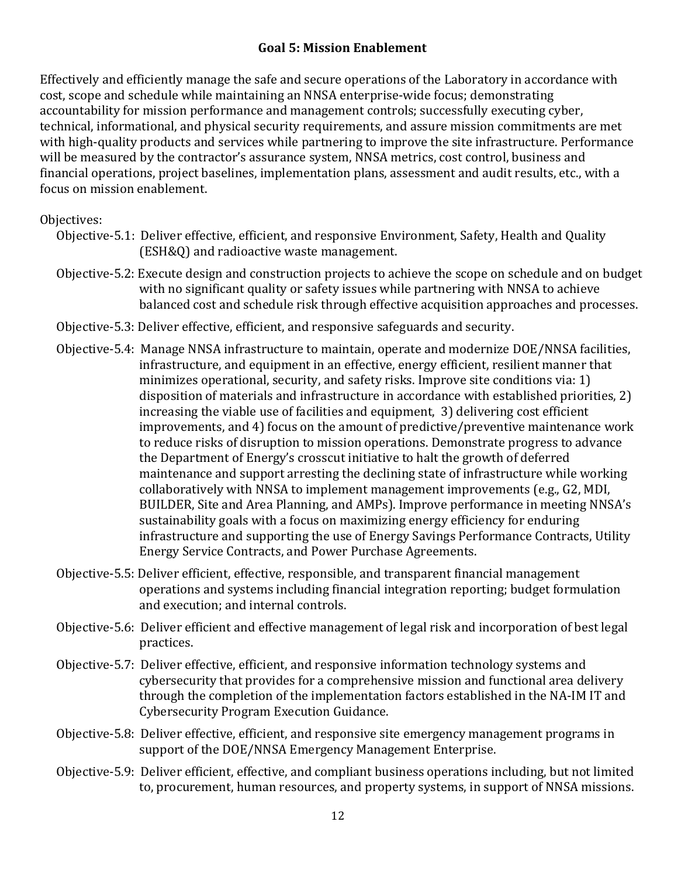## Goal 5: Mission Enablement

Effectively and efficiently manage the safe and secure operations of the Laboratory in accordance with cost, scope and schedule while maintaining an NNSA enterprise-wide focus; demonstrating accountability for mission performance and management controls; successfully executing cyber, technical, informational, and physical security requirements, and assure mission commitments are met with high-quality products and services while partnering to improve the site infrastructure. Performance will be measured by the contractor's assurance system, NNSA metrics, cost control, business and financial operations, project baselines, implementation plans, assessment and audit results, etc., with a focus on mission enablement.

Objectives:

- Objective-5.1: Deliver effective, efficient, and responsive Environment, Safety, Health and Quality (ESH&Q) and radioactive waste management.
- Objective-5.2: Execute design and construction projects to achieve the scope on schedule and on budget with no significant quality or safety issues while partnering with NNSA to achieve balanced cost and schedule risk through effective acquisition approaches and processes.
- Objective-5.3: Deliver effective, efficient, and responsive safeguards and security.
- Objective-5.4: Manage NNSA infrastructure to maintain, operate and modernize DOE/NNSA facilities, infrastructure, and equipment in an effective, energy efficient, resilient manner that minimizes operational, security, and safety risks. Improve site conditions via: 1) disposition of materials and infrastructure in accordance with established priorities, 2) increasing the viable use of facilities and equipment, 3) delivering cost efficient improvements, and 4) focus on the amount of predictive/preventive maintenance work to reduce risks of disruption to mission operations. Demonstrate progress to advance the Department of Energy's crosscut initiative to halt the growth of deferred maintenance and support arresting the declining state of infrastructure while working collaboratively with NNSA to implement management improvements (e.g., G2, MDI, BUILDER, Site and Area Planning, and AMPs). Improve performance in meeting NNSA's sustainability goals with a focus on maximizing energy efficiency for enduring infrastructure and supporting the use of Energy Savings Performance Contracts, Utility Energy Service Contracts, and Power Purchase Agreements.
- Objective-5.5: Deliver efficient, effective, responsible, and transparent financial management operations and systems including financial integration reporting; budget formulation and execution; and internal controls.
- Objective-5.6: Deliver efficient and effective management of legal risk and incorporation of best legal practices.
- Objective-5.7: Deliver effective, efficient, and responsive information technology systems and cybersecurity that provides for a comprehensive mission and functional area delivery through the completion of the implementation factors established in the NA-IM IT and Cybersecurity Program Execution Guidance.
- Objective-5.8: Deliver effective, efficient, and responsive site emergency management programs in support of the DOE/NNSA Emergency Management Enterprise.
- Objective-5.9: Deliver efficient, effective, and compliant business operations including, but not limited to, procurement, human resources, and property systems, in support of NNSA missions.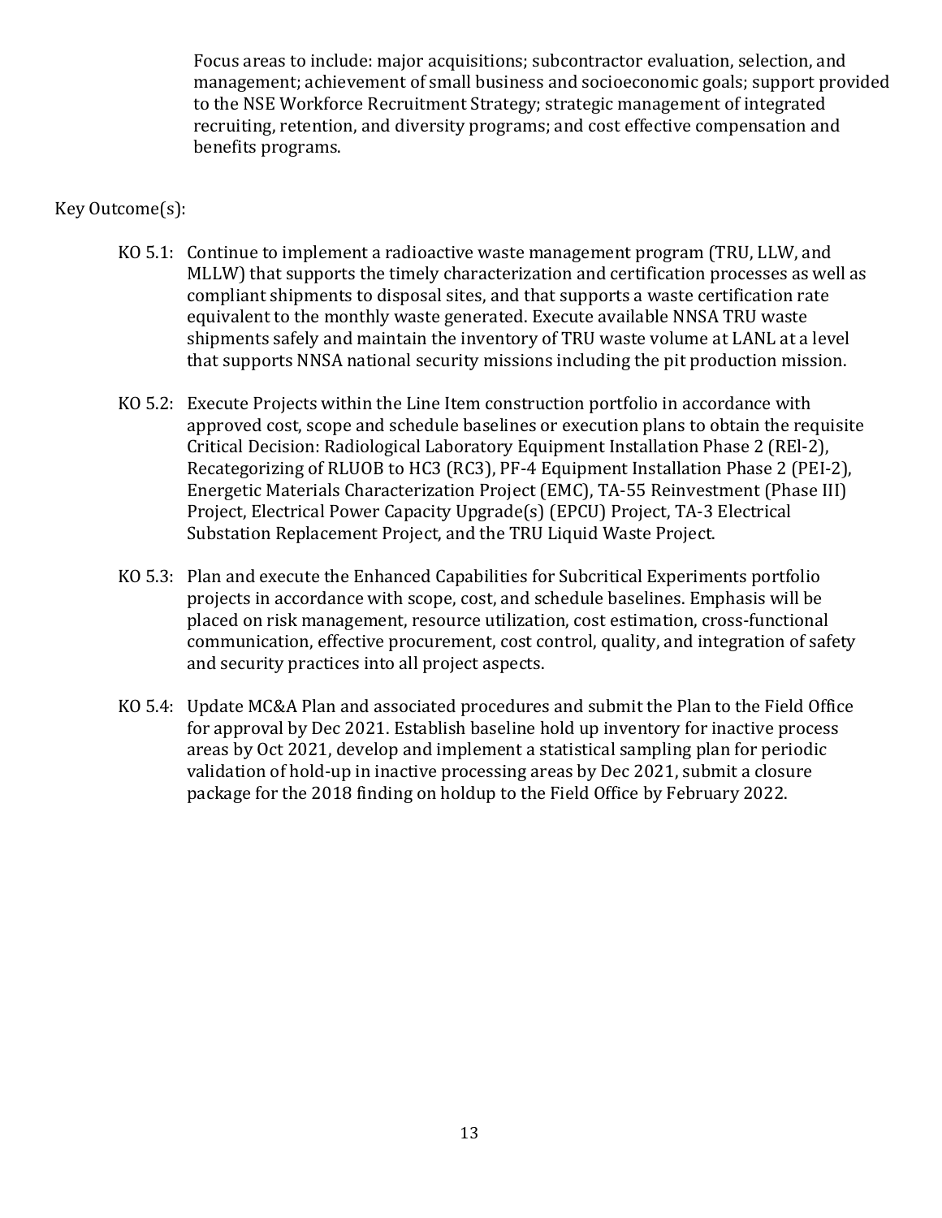Focus areas to include: major acquisitions; subcontractor evaluation, selection, and management; achievement of small business and socioeconomic goals; support provided to the NSE Workforce Recruitment Strategy; strategic management of integrated recruiting, retention, and diversity programs; and cost effective compensation and benefits programs.

Key Outcome(s):

KO 5.1: Continue to implement a radioactive waste management program (TRU, LLW, and MLLW) that supports the timely characterization and certification processes as well as compliant shipments to disposal sites, and that supports a waste certification rate equivalent to the monthly waste generated. Execute available NNSA TRU waste shipments safely and maintain the inventory of TRU waste volume at LANL at a level that supports NNSA national security missions including the pit production mission.

KO 5.2: Execute Projects within the Line Item construction portfolio in accordance with approved cost, scope and schedule baselines or execution plans to obtain the requisite Critical Decision: Radiological Laboratory Equipment Installation Phase 2 (REl-2), Recategorizing of RLUOB to HC3 (RC3), PF-4 Equipment Installation Phase 2 (PEI-2), Energetic Materials Characterization Project (EMC), TA-55 Reinvestment (Phase III) Project, Electrical Power Capacity Upgrade(s) (EPCU) Project, TA-3 Electrical Substation Replacement Project, and the TRU Liquid Waste Project.

KO 5.3: Plan and execute the Enhanced Capabilities for Subcritical Experiments portfolio projects in accordance with scope, cost, and schedule baselines. Emphasis will be placed on risk management, resource utilization, cost estimation, cross-functional communication, effective procurement, cost control, quality, and integration of safety and security practices into all project aspects.

KO 5.4: Update MC&A Plan and associated procedures and submit the Plan to the Field Office for approval by Dec 2021. Establish baseline hold up inventory for inactive process areas by Oct 2021, develop and implement a statistical sampling plan for periodic validation of hold-up in inactive processing areas by Dec 2021, submit a closure package for the 2018 finding on holdup to the Field Office by February 2022.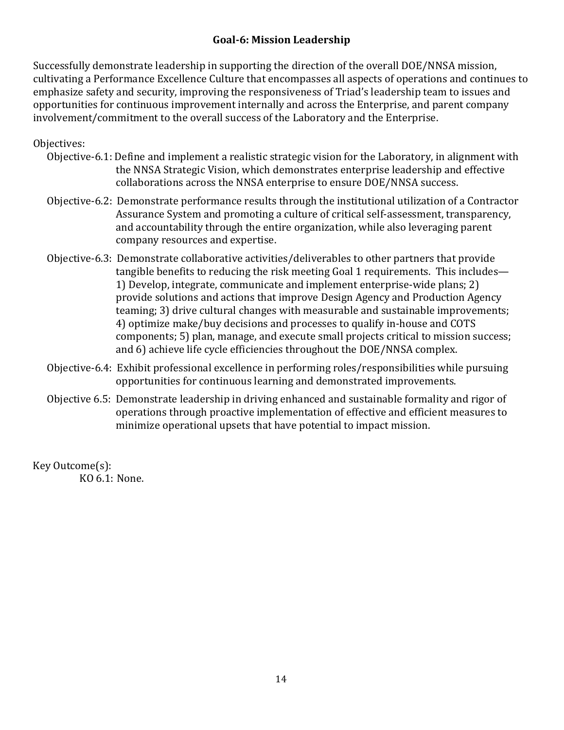## Goal-6: Mission Leadership

Successfully demonstrate leadership in supporting the direction of the overall DOE/NNSA mission, cultivating a Performance Excellence Culture that encompasses all aspects of operations and continues to emphasize safety and security, improving the responsiveness of Triad's leadership team to issues and opportunities for continuous improvement internally and across the Enterprise, and parent company involvement/commitment to the overall success of the Laboratory and the Enterprise.

Objectives:

- Objective-6.1: Define and implement a realistic strategic vision for the Laboratory, in alignment with the NNSA Strategic Vision, which demonstrates enterprise leadership and effective collaborations across the NNSA enterprise to ensure DOE/NNSA success.
- Objective-6.2: Demonstrate performance results through the institutional utilization of a Contractor Assurance System and promoting a culture of critical self-assessment, transparency, and accountability through the entire organization, while also leveraging parent company resources and expertise.
- Objective-6.3: Demonstrate collaborative activities/deliverables to other partners that provide tangible benefits to reducing the risk meeting Goal 1 requirements. This includes— 1) Develop, integrate, communicate and implement enterprise-wide plans; 2) provide solutions and actions that improve Design Agency and Production Agency teaming; 3) drive cultural changes with measurable and sustainable improvements; 4) optimize make/buy decisions and processes to qualify in-house and COTS components; 5) plan, manage, and execute small projects critical to mission success; and 6) achieve life cycle efficiencies throughout the DOE/NNSA complex.
- Objective-6.4: Exhibit professional excellence in performing roles/responsibilities while pursuing opportunities for continuous learning and demonstrated improvements.
- Objective 6.5: Demonstrate leadership in driving enhanced and sustainable formality and rigor of operations through proactive implementation of effective and efficient measures to minimize operational upsets that have potential to impact mission.

Key Outcome(s):

- KO 6.1: None.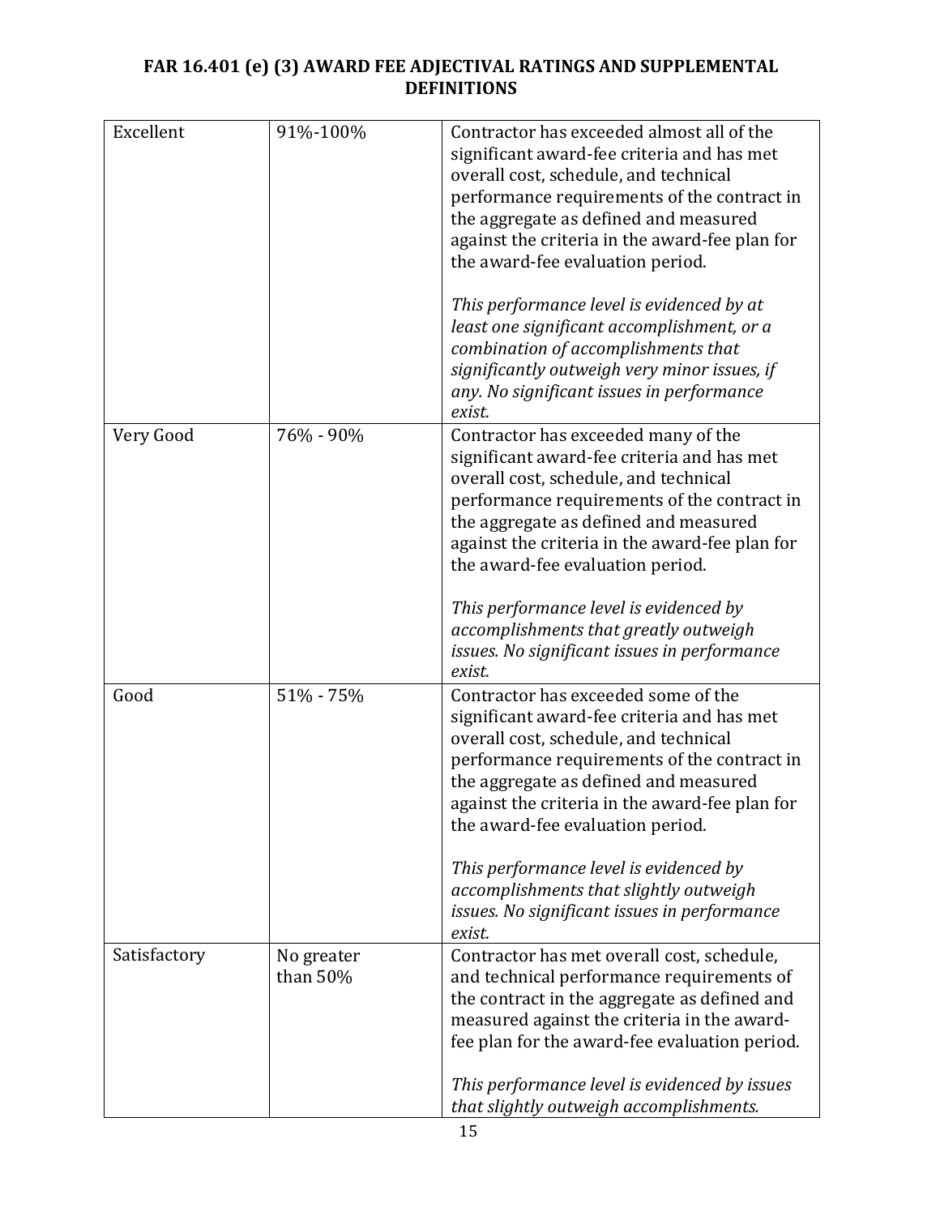# FAR 16.401 (e) (3) AWARD FEE ADJECTIVAL RATINGS AND SUPPLEMENTAL DEFINITIONS

| | | |
|---|---|---|
| Excellent | 91%-100% | Contractor has exceeded almost all of the significant award-fee criteria and has met overall cost, schedule, and technical performance requirements of the contract in the aggregate as defined and measured against the criteria in the award-fee plan for the award-fee evaluation period.<br><br>*This performance level is evidenced by at least one significant accomplishment, or a combination of accomplishments that significantly outweigh very minor issues, if any. No significant issues in performance exist.* |
| Very Good | 76% - 90% | Contractor has exceeded many of the significant award-fee criteria and has met overall cost, schedule, and technical performance requirements of the contract in the aggregate as defined and measured against the criteria in the award-fee plan for the award-fee evaluation period.<br><br>*This performance level is evidenced by accomplishments that greatly outweigh issues. No significant issues in performance exist.* |
| Good | 51% - 75% | Contractor has exceeded some of the significant award-fee criteria and has met overall cost, schedule, and technical performance requirements of the contract in the aggregate as defined and measured against the criteria in the award-fee plan for the award-fee evaluation period.<br><br>*This performance level is evidenced by accomplishments that slightly outweigh issues. No significant issues in performance exist.* |
| Satisfactory | No greater than 50% | Contractor has met overall cost, schedule, and technical performance requirements of the contract in the aggregate as defined and measured against the criteria in the award-fee plan for the award-fee evaluation period.<br><br>*This performance level is evidenced by issues that slightly outweigh accomplishments.* |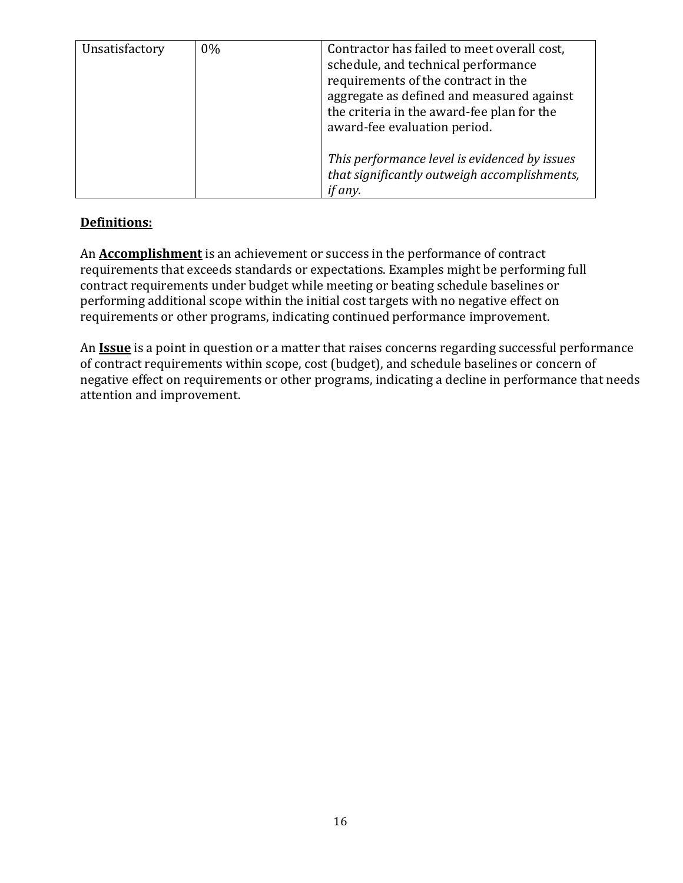| | | |
|---|---|---|
| Unsatisfactory | 0% | Contractor has failed to meet overall cost, schedule, and technical performance requirements of the contract in the aggregate as defined and measured against the criteria in the award-fee plan for the award-fee evaluation period.<br><br>*This performance level is evidenced by issues that significantly outweigh accomplishments, if any.* |

**Definitions:**

An **Accomplishment** is an achievement or success in the performance of contract requirements that exceeds standards or expectations. Examples might be performing full contract requirements under budget while meeting or beating schedule baselines or performing additional scope within the initial cost targets with no negative effect on requirements or other programs, indicating continued performance improvement.

An **Issue** is a point in question or a matter that raises concerns regarding successful performance of contract requirements within scope, cost (budget), and schedule baselines or concern of negative effect on requirements or other programs, indicating a decline in performance that needs attention and improvement.